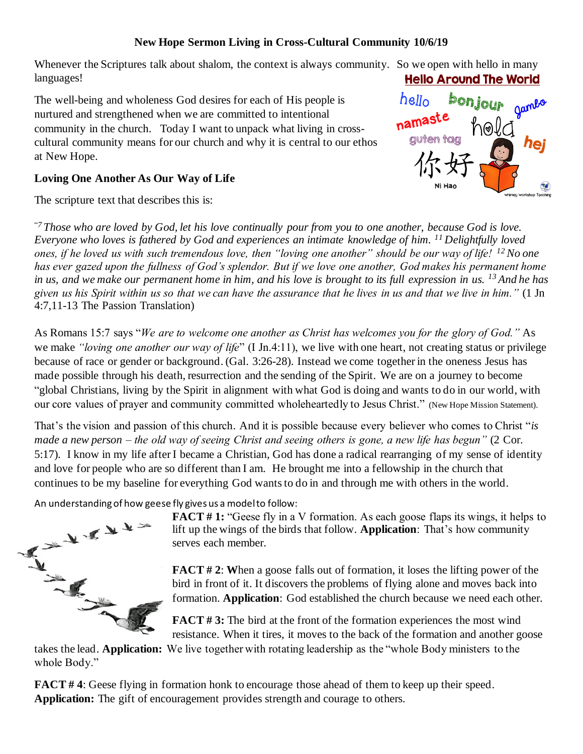# New Hope Sermon Living in Cross-Cultural Community 10/6/19

Whenever the Scriptures talk about shalom, the context is always community. So we open with hello in many languages!

The well-being and wholeness God desires for each of His people is nurtured and strengthened when we are committed to intentional community in the church. Today I want to unpack what living in cross-cultural community means for our church and why it is central to our ethos at New Hope.

**Loving One Another As Our Way of Life**

The scripture text that describes this is:

"[7] *Those who are loved by God, let his love continually pour from you to one another, because God is love. Everyone who loves is fathered by God and experiences an intimate knowledge of him.* [11] *Delightfully loved ones, if he loved us with such tremendous love, then "loving one another" should be our way of life!* [12] *No one has ever gazed upon the fullness of God's splendor. But if we love one another, God makes his permanent home in us, and we make our permanent home in him, and his love is brought to its full expression in us.* [13] *And he has given us his Spirit within us so that we can have the assurance that he lives in us and that we live in him."* (1 Jn 4:7,11-13 The Passion Translation)

As Romans 15:7 says "*We are to welcome one another as Christ has welcomes you for the glory of God."* As we make *"loving one another our way of life*" (I Jn.4:11), we live with one heart, not creating status or privilege because of race or gender or background. (Gal. 3:26-28). Instead we come together in the oneness Jesus has made possible through his death, resurrection and the sending of the Spirit. We are on a journey to become "global Christians, living by the Spirit in alignment with what God is doing and wants to do in our world, with our core values of prayer and community committed wholeheartedly to Jesus Christ." (New Hope Mission Statement).

That's the vision and passion of this church. And it is possible because every believer who comes to Christ "*is made a new person – the old way of seeing Christ and seeing others is gone, a new life has begun"* (2 Cor. 5:17). I know in my life after I became a Christian, God has done a radical rearranging of my sense of identity and love for people who are so different than I am. He brought me into a fellowship in the church that continues to be my baseline for everything God wants to do in and through me with others in the world.

An understanding of how geese fly gives us a model to follow:

**FACT # 1:** "Geese fly in a V formation. As each goose flaps its wings, it helps to lift up the wings of the birds that follow. **Application**: That's how community serves each member.

**FACT # 2**: **W**hen a goose falls out of formation, it loses the lifting power of the bird in front of it. It discovers the problems of flying alone and moves back into formation. **Application**: God established the church because we need each other.

**FACT # 3:** The bird at the front of the formation experiences the most wind resistance. When it tires, it moves to the back of the formation and another goose takes the lead. **Application:** We live together with rotating leadership as the "whole Body ministers to the whole Body."

**FACT # 4**: Geese flying in formation honk to encourage those ahead of them to keep up their speed. **Application:** The gift of encouragement provides strength and courage to others.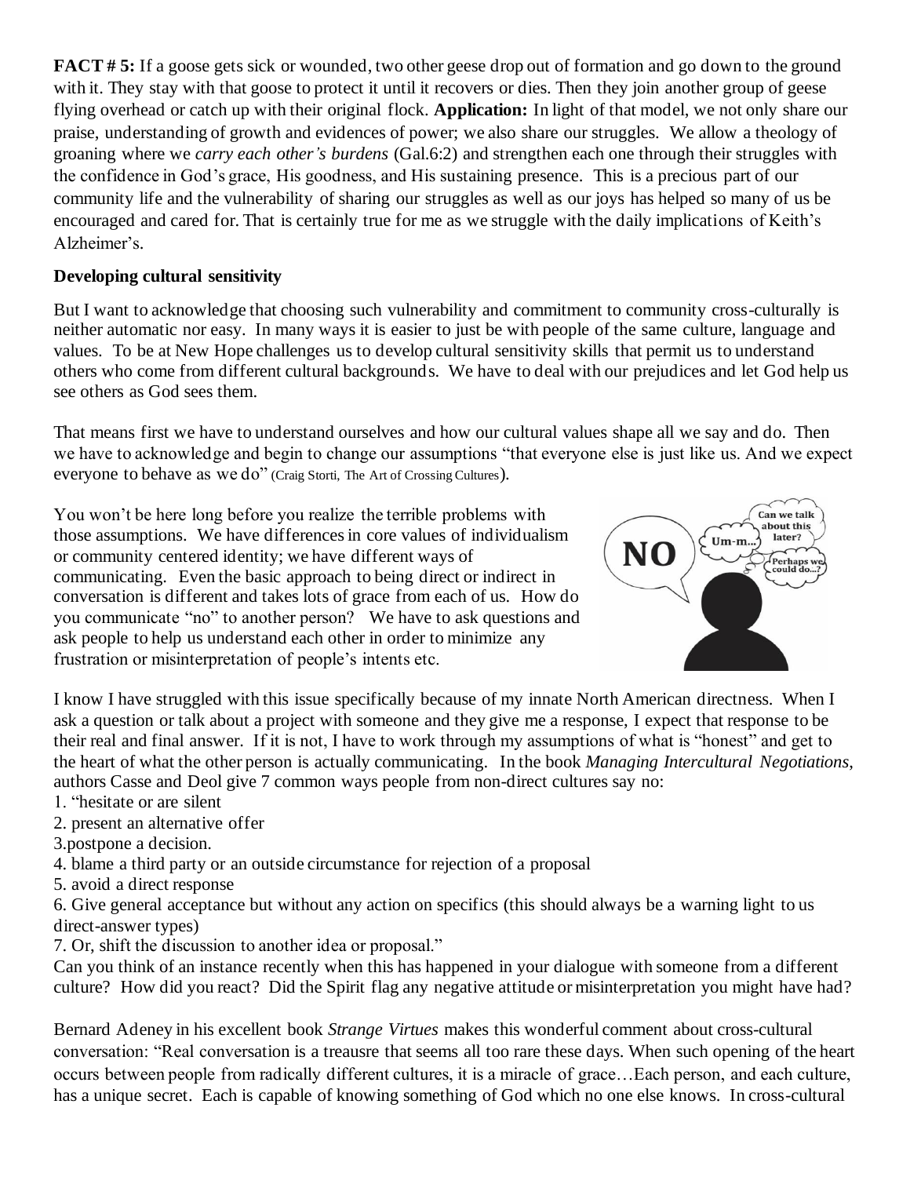**FACT # 5:** If a goose gets sick or wounded, two other geese drop out of formation and go down to the ground with it. They stay with that goose to protect it until it recovers or dies. Then they join another group of geese flying overhead or catch up with their original flock. **Application:** In light of that model, we not only share our praise, understanding of growth and evidences of power; we also share our struggles. We allow a theology of groaning where we *carry each other's burdens* (Gal.6:2) and strengthen each one through their struggles with the confidence in God's grace, His goodness, and His sustaining presence. This is a precious part of our community life and the vulnerability of sharing our struggles as well as our joys has helped so many of us be encouraged and cared for. That is certainly true for me as we struggle with the daily implications of Keith's Alzheimer's.

**Developing cultural sensitivity**

But I want to acknowledge that choosing such vulnerability and commitment to community cross-culturally is neither automatic nor easy. In many ways it is easier to just be with people of the same culture, language and values. To be at New Hope challenges us to develop cultural sensitivity skills that permit us to understand others who come from different cultural backgrounds. We have to deal with our prejudices and let God help us see others as God sees them.

That means first we have to understand ourselves and how our cultural values shape all we say and do. Then we have to acknowledge and begin to change our assumptions "that everyone else is just like us. And we expect everyone to behave as we do" (Craig Storti, The Art of Crossing Cultures).

You won't be here long before you realize the terrible problems with those assumptions. We have differences in core values of individualism or community centered identity; we have different ways of communicating. Even the basic approach to being direct or indirect in conversation is different and takes lots of grace from each of us. How do you communicate "no" to another person? We have to ask questions and ask people to help us understand each other in order to minimize any frustration or misinterpretation of people's intents etc.

I know I have struggled with this issue specifically because of my innate North American directness. When I ask a question or talk about a project with someone and they give me a response, I expect that response to be their real and final answer. If it is not, I have to work through my assumptions of what is "honest" and get to the heart of what the other person is actually communicating. In the book *Managing Intercultural Negotiations*, authors Casse and Deol give 7 common ways people from non-direct cultures say no:

1. "hesitate or are silent
2. present an alternative offer
3. postpone a decision.
4. blame a third party or an outside circumstance for rejection of a proposal
5. avoid a direct response
6. Give general acceptance but without any action on specifics (this should always be a warning light to us direct-answer types)
7. Or, shift the discussion to another idea or proposal."

Can you think of an instance recently when this has happened in your dialogue with someone from a different culture? How did you react? Did the Spirit flag any negative attitude or misinterpretation you might have had?

Bernard Adeney in his excellent book *Strange Virtues* makes this wonderful comment about cross-cultural conversation: "Real conversation is a treausre that seems all too rare these days. When such opening of the heart occurs between people from radically different cultures, it is a miracle of grace…Each person, and each culture, has a unique secret. Each is capable of knowing something of God which no one else knows. In cross-cultural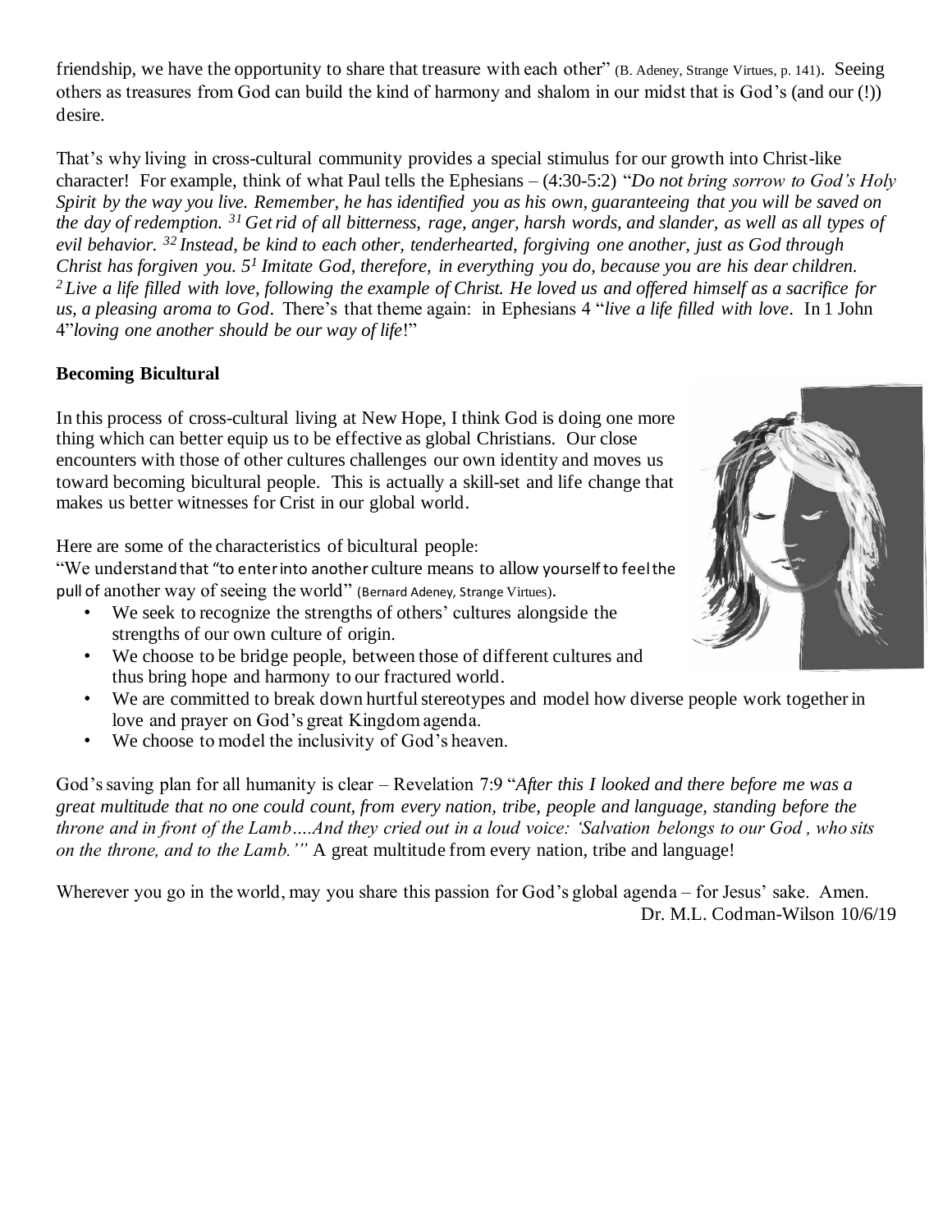friendship, we have the opportunity to share that treasure with each other" (B. Adeney, Strange Virtues, p. 141). Seeing others as treasures from God can build the kind of harmony and shalom in our midst that is God's (and our (!)) desire.

That's why living in cross-cultural community provides a special stimulus for our growth into Christ-like character! For example, think of what Paul tells the Ephesians – (4:30-5:2) "*Do not bring sorrow to God's Holy Spirit by the way you live. Remember, he has identified you as his own, guaranteeing that you will be saved on the day of redemption. [31] Get rid of all bitterness, rage, anger, harsh words, and slander, as well as all types of evil behavior. [32] Instead, be kind to each other, tenderhearted, forgiving one another, just as God through Christ has forgiven you. 5[1] Imitate God, therefore, in everything you do, because you are his dear children. [2] Live a life filled with love, following the example of Christ. He loved us and offered himself as a sacrifice for us, a pleasing aroma to God*. There's that theme again: in Ephesians 4 "*live a life filled with love*. In 1 John 4"*loving one another should be our way of life*!"

**Becoming Bicultural**

In this process of cross-cultural living at New Hope, I think God is doing one more thing which can better equip us to be effective as global Christians. Our close encounters with those of other cultures challenges our own identity and moves us toward becoming bicultural people. This is actually a skill-set and life change that makes us better witnesses for Crist in our global world.

Here are some of the characteristics of bicultural people:
"We understand that "to enter into another culture means to allow yourself to feel the pull of another way of seeing the world" (Bernard Adeney, Strange Virtues).

- We seek to recognize the strengths of others' cultures alongside the strengths of our own culture of origin.
- We choose to be bridge people, between those of different cultures and thus bring hope and harmony to our fractured world.
- We are committed to break down hurtful stereotypes and model how diverse people work together in love and prayer on God's great Kingdom agenda.
- We choose to model the inclusivity of God's heaven.

God's saving plan for all humanity is clear – Revelation 7:9 "*After this I looked and there before me was a great multitude that no one could count, from every nation, tribe, people and language, standing before the throne and in front of the Lamb….And they cried out in a loud voice: 'Salvation belongs to our God , who sits on the throne, and to the Lamb.'"* A great multitude from every nation, tribe and language!

Wherever you go in the world, may you share this passion for God's global agenda – for Jesus' sake. Amen.

Dr. M.L. Codman-Wilson 10/6/19